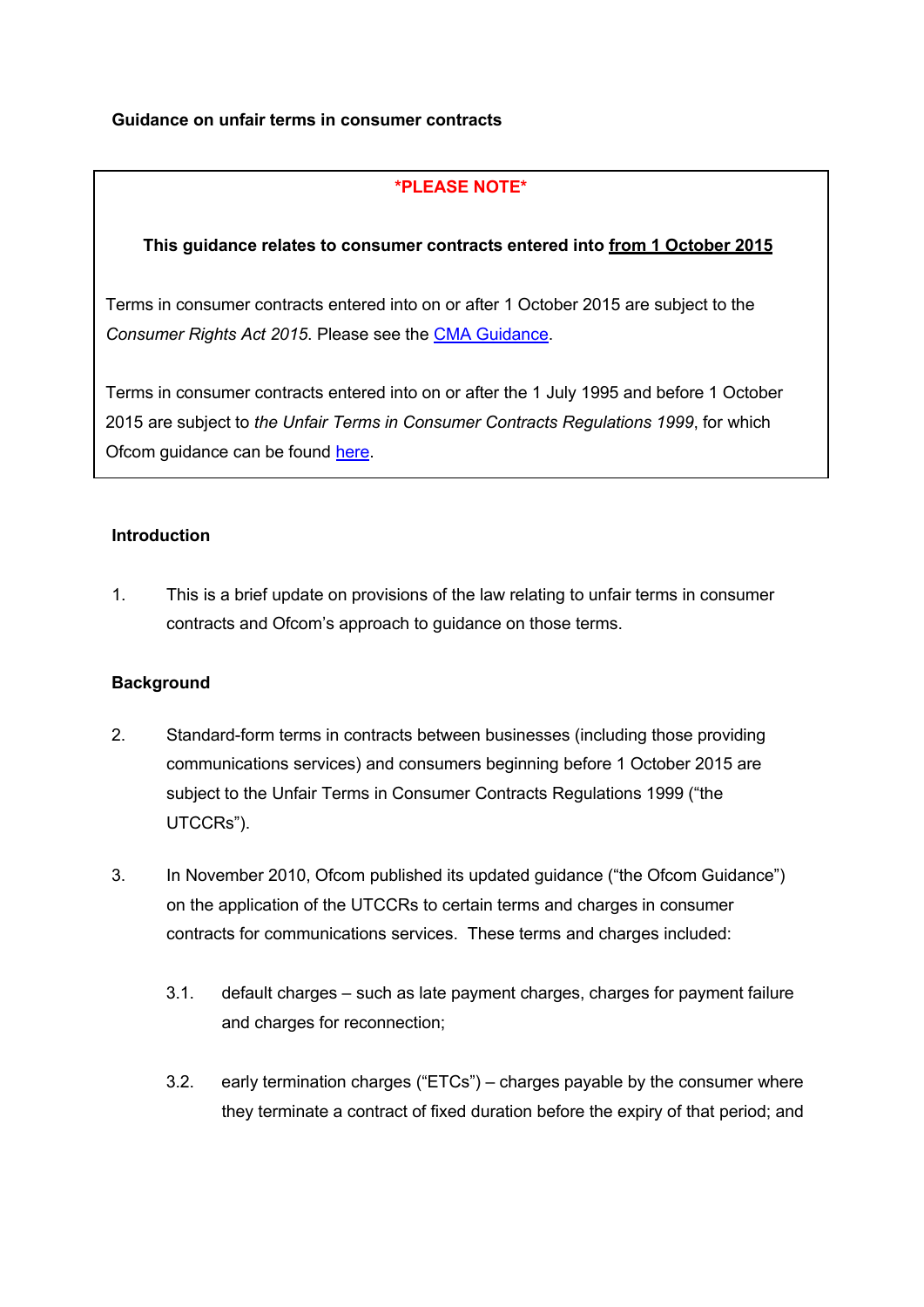**Guidance on unfair terms in consumer contracts**

> ***PLEASE NOTE***
>
> **This guidance relates to consumer contracts entered into <u>from 1 October 2015</u>**
>
> Terms in consumer contracts entered into on or after 1 October 2015 are subject to the *Consumer Rights Act 2015*. Please see the [CMA Guidance](CMA Guidance).
>
> Terms in consumer contracts entered into on or after the 1 July 1995 and before 1 October 2015 are subject to *the Unfair Terms in Consumer Contracts Regulations 1999*, for which Ofcom guidance can be found [here](here).

**Introduction**

1. This is a brief update on provisions of the law relating to unfair terms in consumer contracts and Ofcom's approach to guidance on those terms.

**Background**

2. Standard-form terms in contracts between businesses (including those providing communications services) and consumers beginning before 1 October 2015 are subject to the Unfair Terms in Consumer Contracts Regulations 1999 ("the UTCCRs").

3. In November 2010, Ofcom published its updated guidance ("the Ofcom Guidance") on the application of the UTCCRs to certain terms and charges in consumer contracts for communications services. These terms and charges included:

   3.1. default charges – such as late payment charges, charges for payment failure and charges for reconnection;

   3.2. early termination charges ("ETCs") – charges payable by the consumer where they terminate a contract of fixed duration before the expiry of that period; and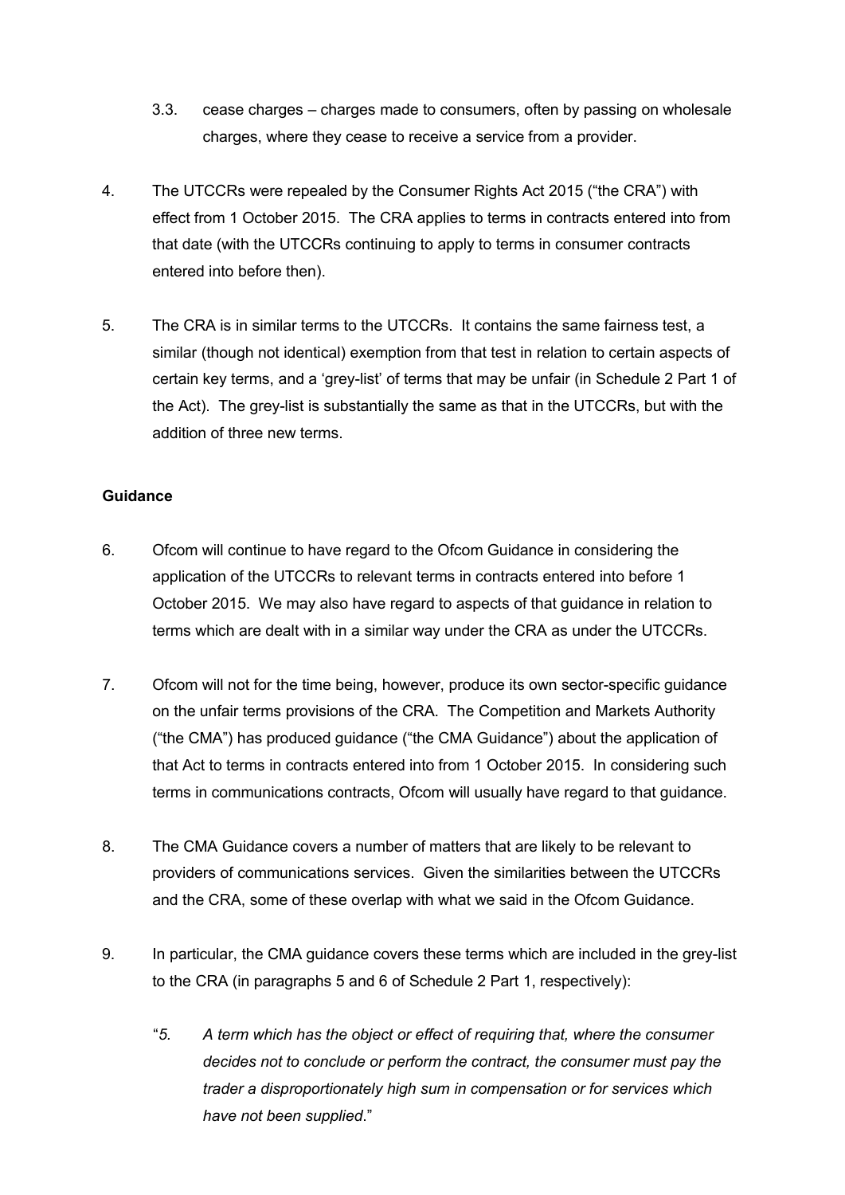3.3. cease charges – charges made to consumers, often by passing on wholesale charges, where they cease to receive a service from a provider.

4. The UTCCRs were repealed by the Consumer Rights Act 2015 ("the CRA") with effect from 1 October 2015. The CRA applies to terms in contracts entered into from that date (with the UTCCRs continuing to apply to terms in consumer contracts entered into before then).

5. The CRA is in similar terms to the UTCCRs. It contains the same fairness test, a similar (though not identical) exemption from that test in relation to certain aspects of certain key terms, and a 'grey-list' of terms that may be unfair (in Schedule 2 Part 1 of the Act). The grey-list is substantially the same as that in the UTCCRs, but with the addition of three new terms.

**Guidance**

6. Ofcom will continue to have regard to the Ofcom Guidance in considering the application of the UTCCRs to relevant terms in contracts entered into before 1 October 2015. We may also have regard to aspects of that guidance in relation to terms which are dealt with in a similar way under the CRA as under the UTCCRs.

7. Ofcom will not for the time being, however, produce its own sector-specific guidance on the unfair terms provisions of the CRA. The Competition and Markets Authority ("the CMA") has produced guidance ("the CMA Guidance") about the application of that Act to terms in contracts entered into from 1 October 2015. In considering such terms in communications contracts, Ofcom will usually have regard to that guidance.

8. The CMA Guidance covers a number of matters that are likely to be relevant to providers of communications services. Given the similarities between the UTCCRs and the CRA, some of these overlap with what we said in the Ofcom Guidance.

9. In particular, the CMA guidance covers these terms which are included in the grey-list to the CRA (in paragraphs 5 and 6 of Schedule 2 Part 1, respectively):

   "*5. A term which has the object or effect of requiring that, where the consumer decides not to conclude or perform the contract, the consumer must pay the trader a disproportionately high sum in compensation or for services which have not been supplied*."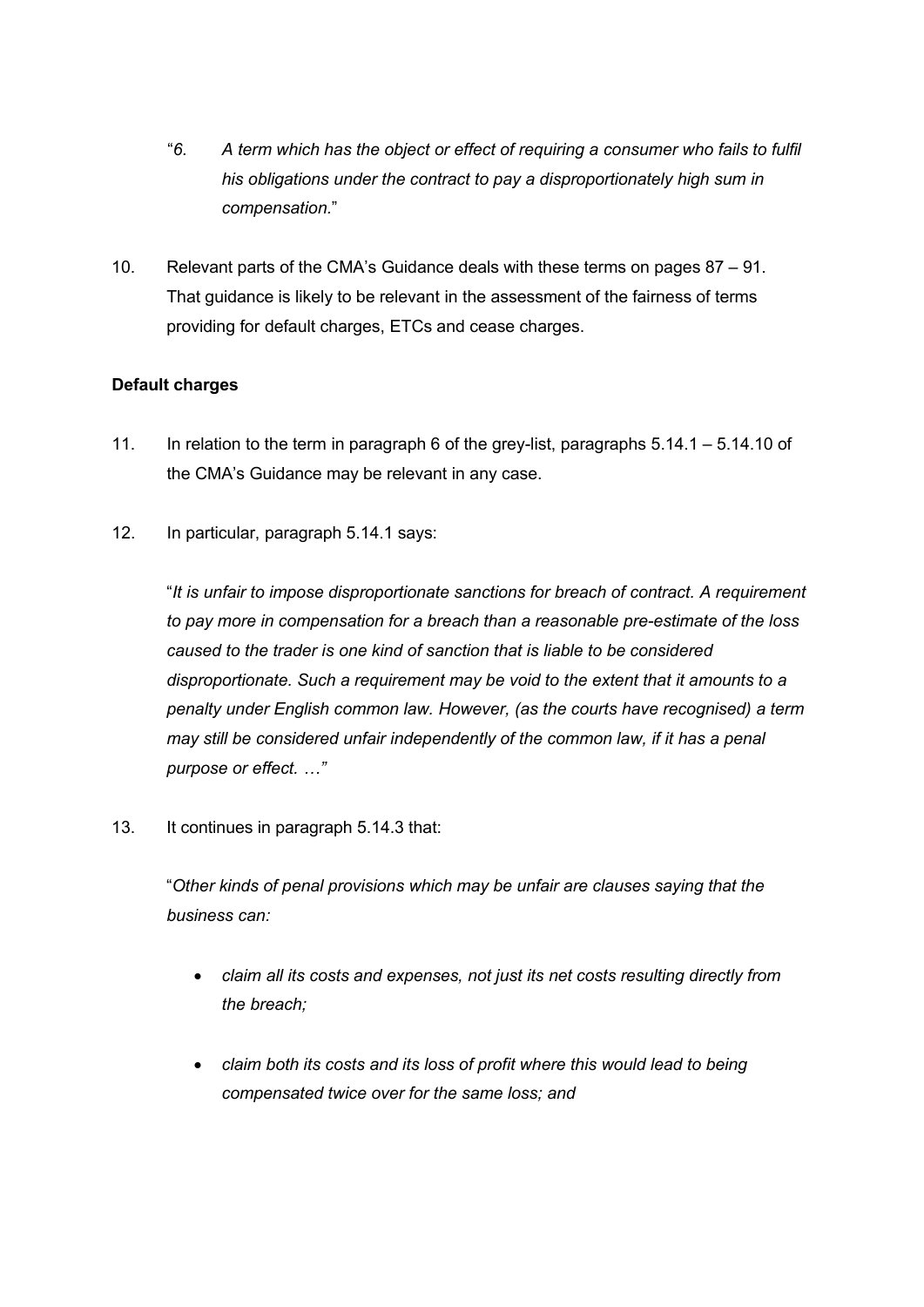> "*6. A term which has the object or effect of requiring a consumer who fails to fulfil his obligations under the contract to pay a disproportionately high sum in compensation.*"

10. Relevant parts of the CMA's Guidance deals with these terms on pages 87 – 91. That guidance is likely to be relevant in the assessment of the fairness of terms providing for default charges, ETCs and cease charges.

**Default charges**

11. In relation to the term in paragraph 6 of the grey-list, paragraphs 5.14.1 – 5.14.10 of the CMA's Guidance may be relevant in any case.

12. In particular, paragraph 5.14.1 says:

    "*It is unfair to impose disproportionate sanctions for breach of contract. A requirement to pay more in compensation for a breach than a reasonable pre-estimate of the loss caused to the trader is one kind of sanction that is liable to be considered disproportionate. Such a requirement may be void to the extent that it amounts to a penalty under English common law. However, (as the courts have recognised) a term may still be considered unfair independently of the common law, if it has a penal purpose or effect. …*"

13. It continues in paragraph 5.14.3 that:

    "*Other kinds of penal provisions which may be unfair are clauses saying that the business can:*

    - *claim all its costs and expenses, not just its net costs resulting directly from the breach;*
    - *claim both its costs and its loss of profit where this would lead to being compensated twice over for the same loss; and*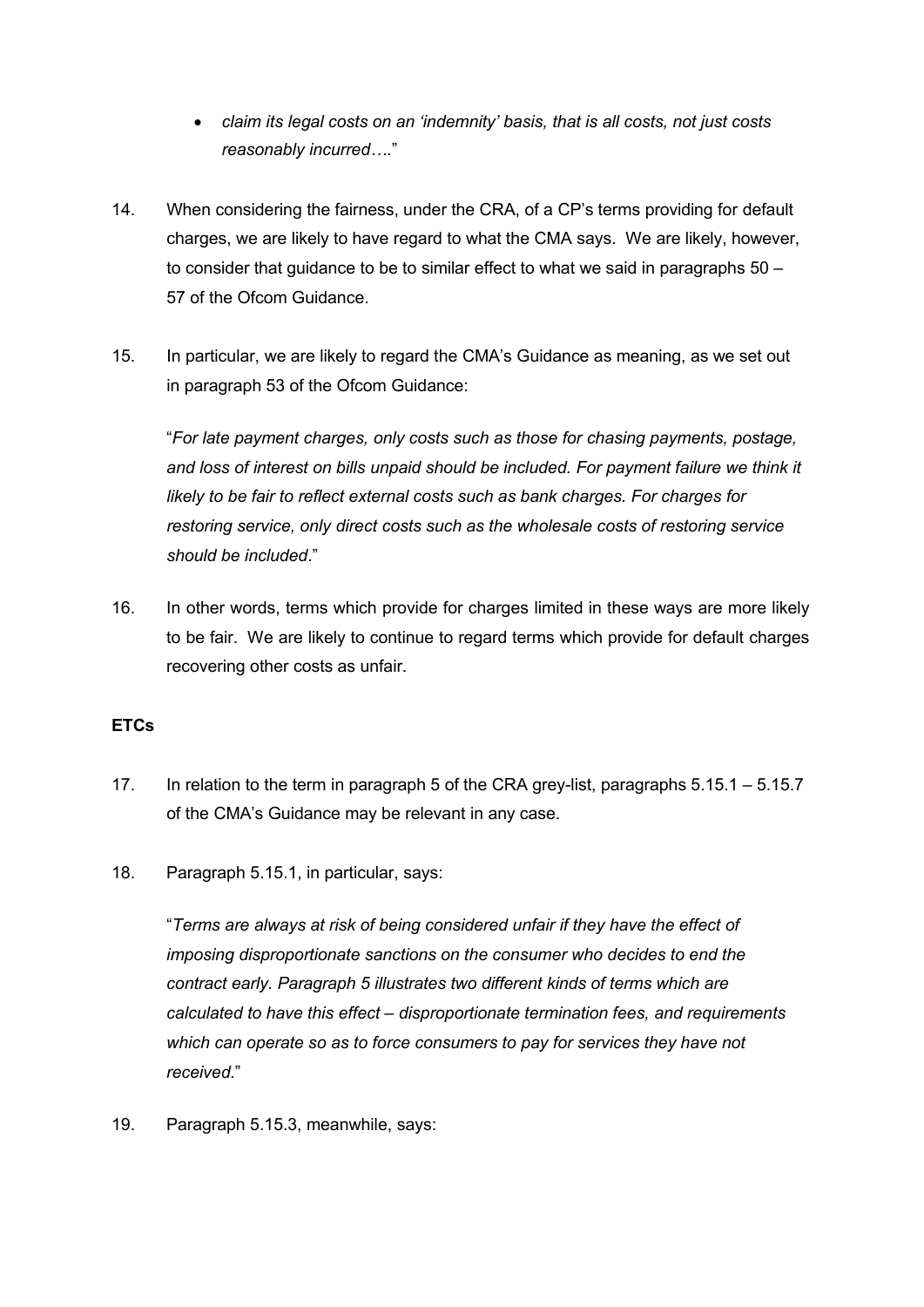- *claim its legal costs on an 'indemnity' basis, that is all costs, not just costs reasonably incurred….*"

14. When considering the fairness, under the CRA, of a CP's terms providing for default charges, we are likely to have regard to what the CMA says. We are likely, however, to consider that guidance to be to similar effect to what we said in paragraphs 50 – 57 of the Ofcom Guidance.

15. In particular, we are likely to regard the CMA's Guidance as meaning, as we set out in paragraph 53 of the Ofcom Guidance:

    "*For late payment charges, only costs such as those for chasing payments, postage, and loss of interest on bills unpaid should be included. For payment failure we think it likely to be fair to reflect external costs such as bank charges. For charges for restoring service, only direct costs such as the wholesale costs of restoring service should be included*."

16. In other words, terms which provide for charges limited in these ways are more likely to be fair. We are likely to continue to regard terms which provide for default charges recovering other costs as unfair.

**ETCs**

17. In relation to the term in paragraph 5 of the CRA grey-list, paragraphs 5.15.1 – 5.15.7 of the CMA's Guidance may be relevant in any case.

18. Paragraph 5.15.1, in particular, says:

    "*Terms are always at risk of being considered unfair if they have the effect of imposing disproportionate sanctions on the consumer who decides to end the contract early. Paragraph 5 illustrates two different kinds of terms which are calculated to have this effect – disproportionate termination fees, and requirements which can operate so as to force consumers to pay for services they have not received.*"

19. Paragraph 5.15.3, meanwhile, says: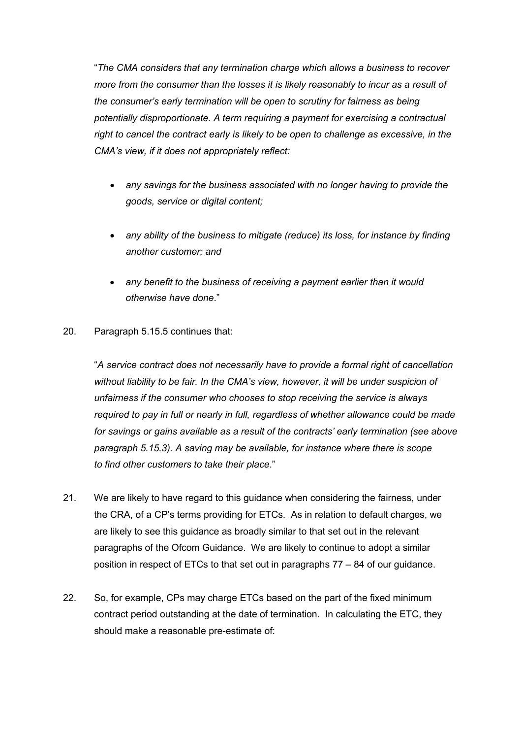"*The CMA considers that any termination charge which allows a business to recover more from the consumer than the losses it is likely reasonably to incur as a result of the consumer's early termination will be open to scrutiny for fairness as being potentially disproportionate. A term requiring a payment for exercising a contractual right to cancel the contract early is likely to be open to challenge as excessive, in the CMA's view, if it does not appropriately reflect:*

- *any savings for the business associated with no longer having to provide the goods, service or digital content;*
- *any ability of the business to mitigate (reduce) its loss, for instance by finding another customer; and*
- *any benefit to the business of receiving a payment earlier than it would otherwise have done*."

20. Paragraph 5.15.5 continues that:

"*A service contract does not necessarily have to provide a formal right of cancellation without liability to be fair. In the CMA's view, however, it will be under suspicion of unfairness if the consumer who chooses to stop receiving the service is always required to pay in full or nearly in full, regardless of whether allowance could be made for savings or gains available as a result of the contracts' early termination (see above paragraph 5.15.3). A saving may be available, for instance where there is scope to find other customers to take their place*."

21. We are likely to have regard to this guidance when considering the fairness, under the CRA, of a CP's terms providing for ETCs. As in relation to default charges, we are likely to see this guidance as broadly similar to that set out in the relevant paragraphs of the Ofcom Guidance. We are likely to continue to adopt a similar position in respect of ETCs to that set out in paragraphs 77 – 84 of our guidance.

22. So, for example, CPs may charge ETCs based on the part of the fixed minimum contract period outstanding at the date of termination. In calculating the ETC, they should make a reasonable pre-estimate of: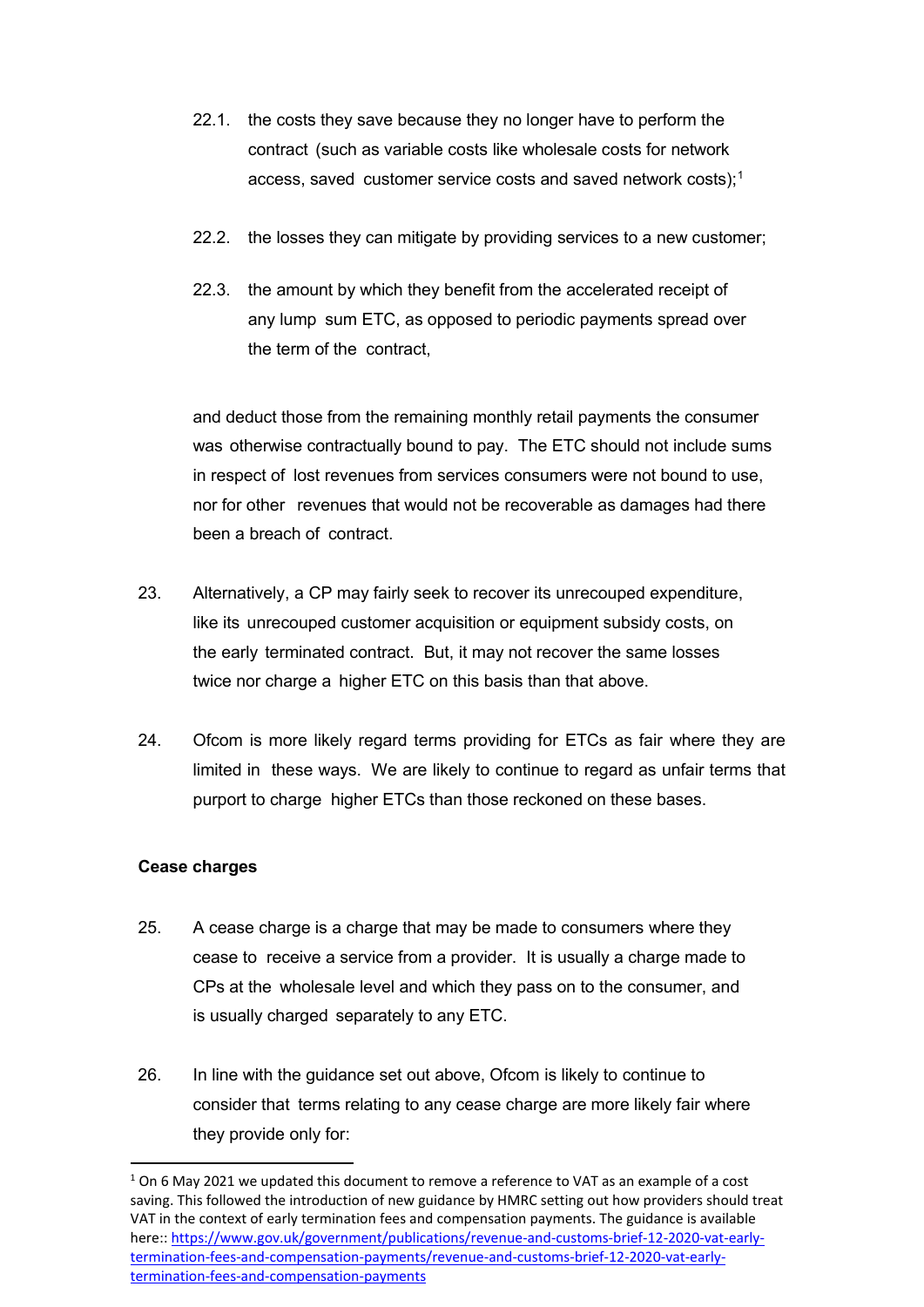22.1. the costs they save because they no longer have to perform the contract (such as variable costs like wholesale costs for network access, saved customer service costs and saved network costs);[1]

22.2. the losses they can mitigate by providing services to a new customer;

22.3. the amount by which they benefit from the accelerated receipt of any lump sum ETC, as opposed to periodic payments spread over the term of the contract,

and deduct those from the remaining monthly retail payments the consumer was otherwise contractually bound to pay. The ETC should not include sums in respect of lost revenues from services consumers were not bound to use, nor for other revenues that would not be recoverable as damages had there been a breach of contract.

23. Alternatively, a CP may fairly seek to recover its unrecouped expenditure, like its unrecouped customer acquisition or equipment subsidy costs, on the early terminated contract. But, it may not recover the same losses twice nor charge a higher ETC on this basis than that above.

24. Ofcom is more likely regard terms providing for ETCs as fair where they are limited in these ways. We are likely to continue to regard as unfair terms that purport to charge higher ETCs than those reckoned on these bases.

**Cease charges**

25. A cease charge is a charge that may be made to consumers where they cease to receive a service from a provider. It is usually a charge made to CPs at the wholesale level and which they pass on to the consumer, and is usually charged separately to any ETC.

26. In line with the guidance set out above, Ofcom is likely to continue to consider that terms relating to any cease charge are more likely fair where they provide only for:

---

[1] On 6 May 2021 we updated this document to remove a reference to VAT as an example of a cost saving. This followed the introduction of new guidance by HMRC setting out how providers should treat VAT in the context of early termination fees and compensation payments. The guidance is available here:: https://www.gov.uk/government/publications/revenue-and-customs-brief-12-2020-vat-early-termination-fees-and-compensation-payments/revenue-and-customs-brief-12-2020-vat-early-termination-fees-and-compensation-payments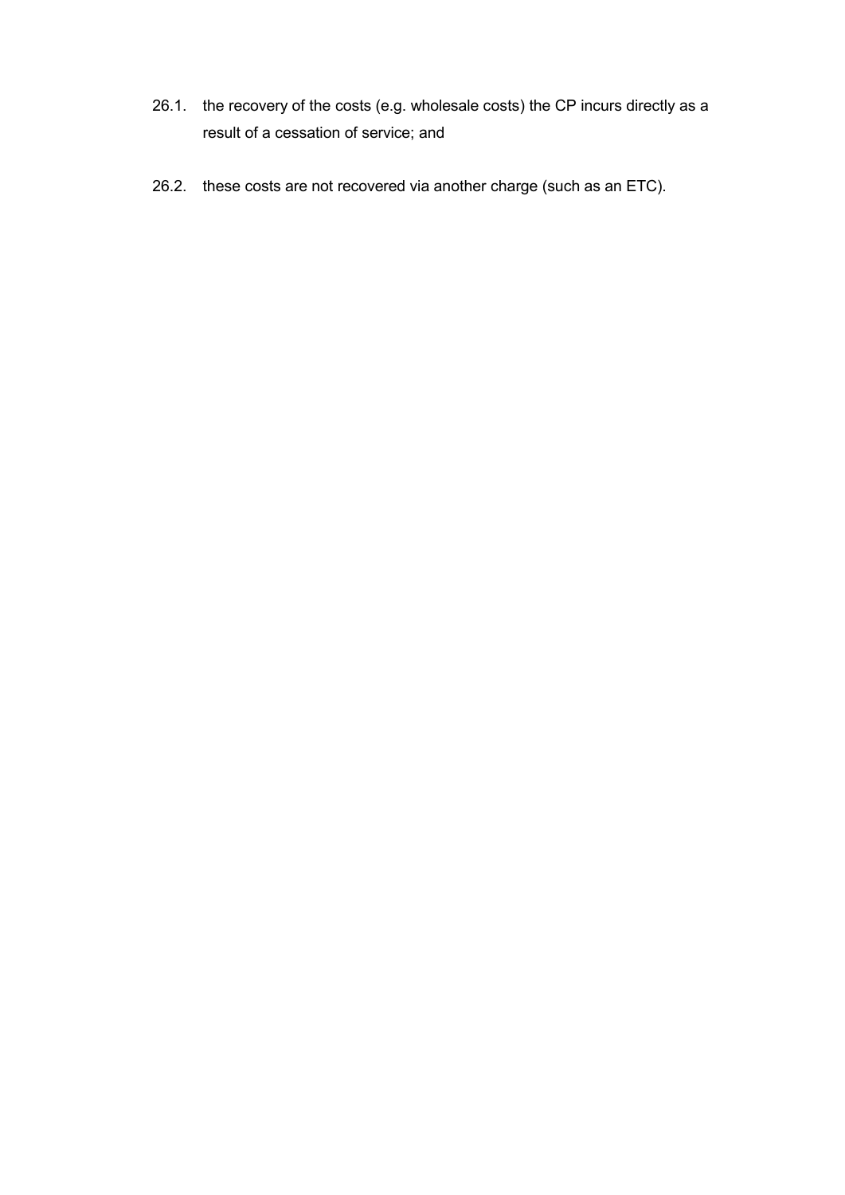26.1. the recovery of the costs (e.g. wholesale costs) the CP incurs directly as a result of a cessation of service; and

26.2. these costs are not recovered via another charge (such as an ETC).